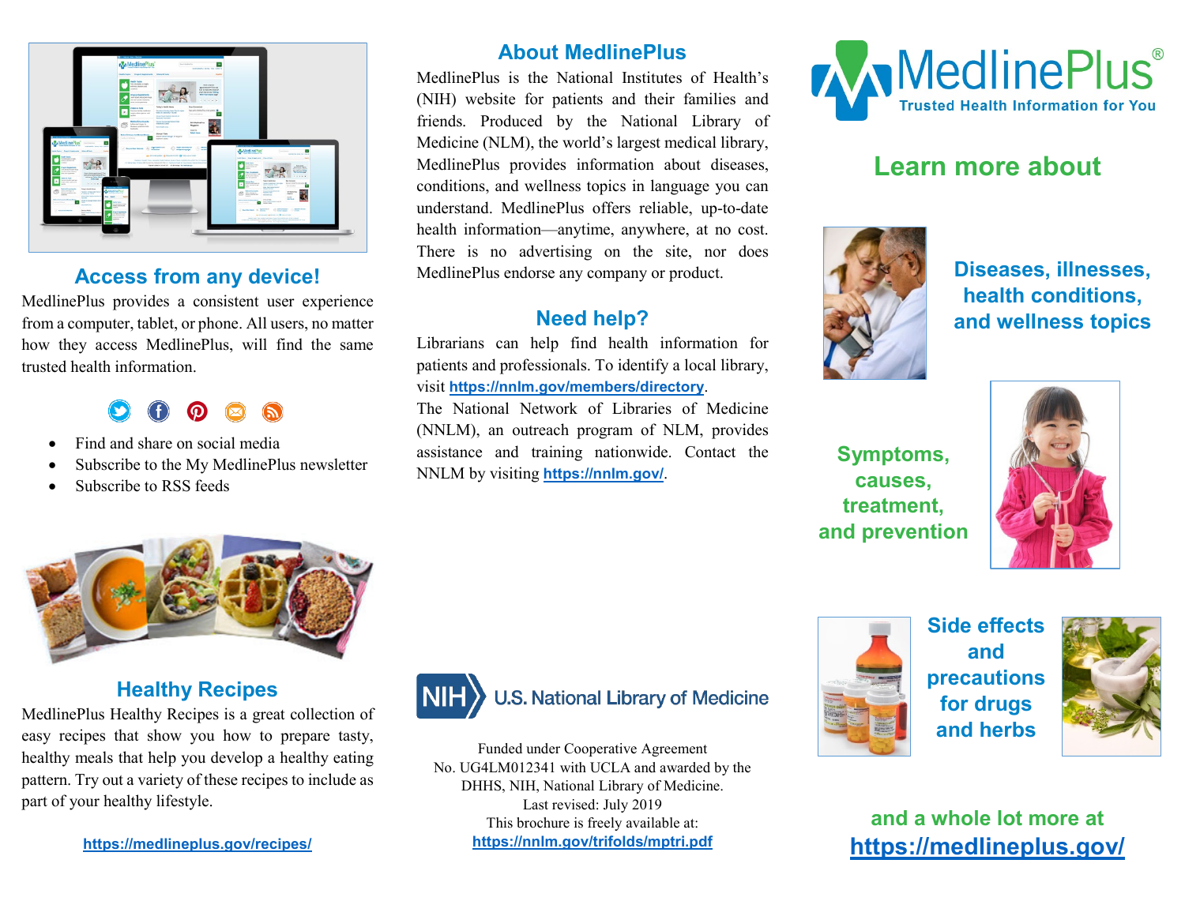## Access from any device!

MedlinePlus provides a consistent user experience from a computer, tablet, or phone. All users, no matter how they access MedlinePlus, will find the same trusted health information.

- Find and share on social media
- Subscribe to the My MedlinePlus newsletter
- Subscribe to RSS feeds

## Healthy Recipes

MedlinePlus Healthy Recipes is a great collection of easy recipes that show you how to prepare tasty, healthy meals that help you develop a healthy eating pattern. Try out a variety of these recipes to include as part of your healthy lifestyle.

https://medlineplus.gov/recipes/

## About MedlinePlus

MedlinePlus is the National Institutes of Health's (NIH) website for patients and their families and friends. Produced by the National Library of Medicine (NLM), the world's largest medical library, MedlinePlus provides information about diseases, conditions, and wellness topics in language you can understand. MedlinePlus offers reliable, up-to-date health information—anytime, anywhere, at no cost. There is no advertising on the site, nor does MedlinePlus endorse any company or product.

## Need help?

Librarians can help find health information for patients and professionals. To identify a local library, visit **https://nnlm.gov/members/directory**.

The National Network of Libraries of Medicine (NNLM), an outreach program of NLM, provides assistance and training nationwide. Contact the NNLM by visiting **https://nnlm.gov/**.

NIH U.S. National Library of Medicine

Funded under Cooperative Agreement
No. UG4LM012341 with UCLA and awarded by the DHHS, NIH, National Library of Medicine.
Last revised: July 2019
This brochure is freely available at:
**https://nnlm.gov/trifolds/mptri.pdf**

# MedlinePlus®

Trusted Health Information for You

## Learn more about

**Diseases, illnesses, health conditions, and wellness topics**

**Symptoms, causes, treatment, and prevention**

**Side effects and precautions for drugs and herbs**

**and a whole lot more at**
**https://medlineplus.gov/**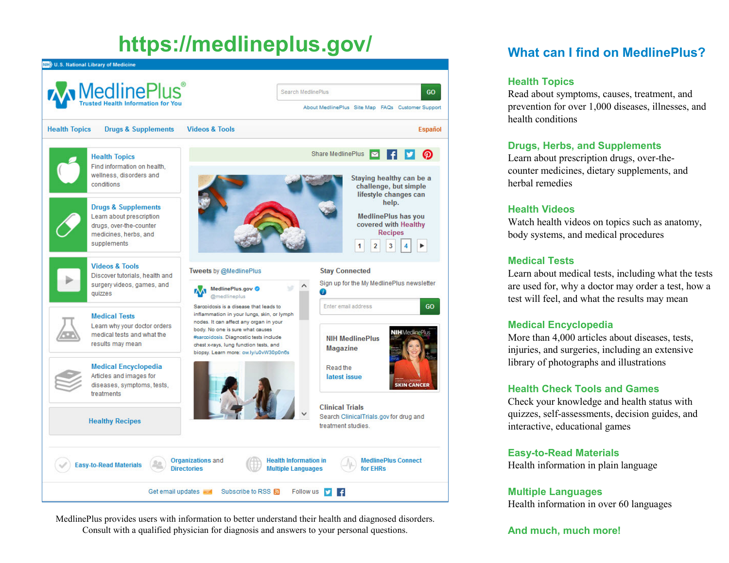# https://medlineplus.gov/

U.S. National Library of Medicine

MedlinePlus® Trusted Health Information for You

Search MedlinePlus GO

About MedlinePlus Site Map FAQs Customer Support

Health Topics Drugs & Supplements Videos & Tools Español

**Health Topics** Find information on health, wellness, disorders and conditions

**Drugs & Supplements** Learn about prescription drugs, over-the-counter medicines, herbs, and supplements

**Videos & Tools** Discover tutorials, health and surgery videos, games, and quizzes

**Medical Tests** Learn why your doctor orders medical tests and what the results may mean

**Medical Encyclopedia** Articles and images for diseases, symptoms, tests, treatments

**Healthy Recipes**

Share MedlinePlus

Staying healthy can be a challenge, but simple lifestyle changes can help.

MedlinePlus has you covered with Healthy Recipes

1 2 3 4

Tweets by @MedlinePlus

MedlinePlus.gov @medlineplus

Sarcoidosis is a disease that leads to inflammation in your lungs, skin, or lymph nodes. It can affect any organ in your body. No one is sure what causes #sarcoidosis. Diagnostic tests include chest x-rays, lung function tests, and biopsy. Learn more: ow.ly/u0vW30p0n6s

Stay Connected

Sign up for the My MedlinePlus newsletter

Enter email address GO

NIH MedlinePlus Magazine

Read the latest issue

Clinical Trials

Search ClinicalTrials.gov for drug and treatment studies.

Easy-to-Read Materials | Organizations and Directories | Health Information in Multiple Languages | MedlinePlus Connect for EHRs

Get email updates | Subscribe to RSS | Follow us

MedlinePlus provides users with information to better understand their health and diagnosed disorders. Consult with a qualified physician for diagnosis and answers to your personal questions.

## What can I find on MedlinePlus?

### Health Topics
Read about symptoms, causes, treatment, and prevention for over 1,000 diseases, illnesses, and health conditions

### Drugs, Herbs, and Supplements
Learn about prescription drugs, over-the-counter medicines, dietary supplements, and herbal remedies

### Health Videos
Watch health videos on topics such as anatomy, body systems, and medical procedures

### Medical Tests
Learn about medical tests, including what the tests are used for, why a doctor may order a test, how a test will feel, and what the results may mean

### Medical Encyclopedia
More than 4,000 articles about diseases, tests, injuries, and surgeries, including an extensive library of photographs and illustrations

### Health Check Tools and Games
Check your knowledge and health status with quizzes, self-assessments, decision guides, and interactive, educational games

### Easy-to-Read Materials
Health information in plain language

### Multiple Languages
Health information in over 60 languages

### And much, much more!